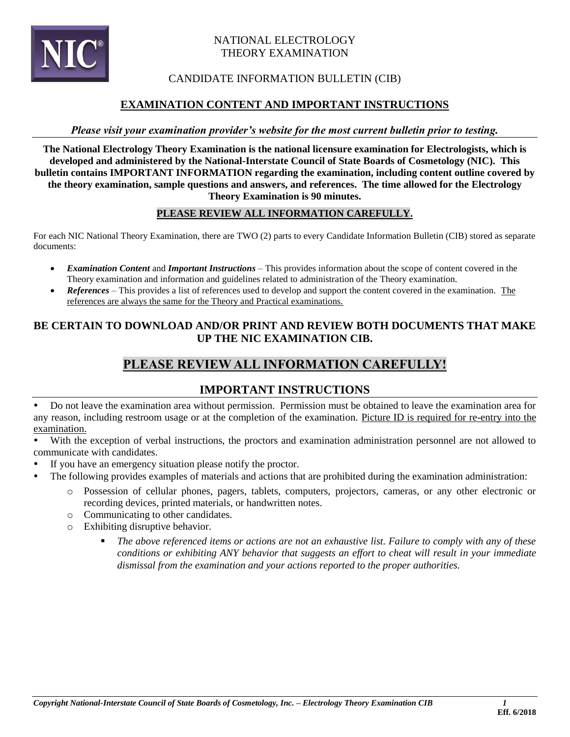# NATIONAL ELECTROLOGY THEORY EXAMINATION

## CANDIDATE INFORMATION BULLETIN (CIB)

## EXAMINATION CONTENT AND IMPORTANT INSTRUCTIONS

***Please visit your examination provider's website for the most current bulletin prior to testing.***

**The National Electrology Theory Examination is the national licensure examination for Electrologists, which is developed and administered by the National-Interstate Council of State Boards of Cosmetology (NIC). This bulletin contains IMPORTANT INFORMATION regarding the examination, including content outline covered by the theory examination, sample questions and answers, and references. The time allowed for the Electrology Theory Examination is 90 minutes.**

**PLEASE REVIEW ALL INFORMATION CAREFULLY.**

For each NIC National Theory Examination, there are TWO (2) parts to every Candidate Information Bulletin (CIB) stored as separate documents:

- ***Examination Content*** and ***Important Instructions*** – This provides information about the scope of content covered in the Theory examination and information and guidelines related to administration of the Theory examination.
- ***References*** – This provides a list of references used to develop and support the content covered in the examination. The references are always the same for the Theory and Practical examinations.

**BE CERTAIN TO DOWNLOAD AND/OR PRINT AND REVIEW BOTH DOCUMENTS THAT MAKE UP THE NIC EXAMINATION CIB.**

## PLEASE REVIEW ALL INFORMATION CAREFULLY!

## IMPORTANT INSTRUCTIONS

- Do not leave the examination area without permission. Permission must be obtained to leave the examination area for any reason, including restroom usage or at the completion of the examination. Picture ID is required for re-entry into the examination.
- With the exception of verbal instructions, the proctors and examination administration personnel are not allowed to communicate with candidates.
- If you have an emergency situation please notify the proctor.
- The following provides examples of materials and actions that are prohibited during the examination administration:
  - Possession of cellular phones, pagers, tablets, computers, projectors, cameras, or any other electronic or recording devices, printed materials, or handwritten notes.
  - Communicating to other candidates.
  - Exhibiting disruptive behavior.
    - *The above referenced items or actions are not an exhaustive list. Failure to comply with any of these conditions or exhibiting ANY behavior that suggests an effort to cheat will result in your immediate dismissal from the examination and your actions reported to the proper authorities.*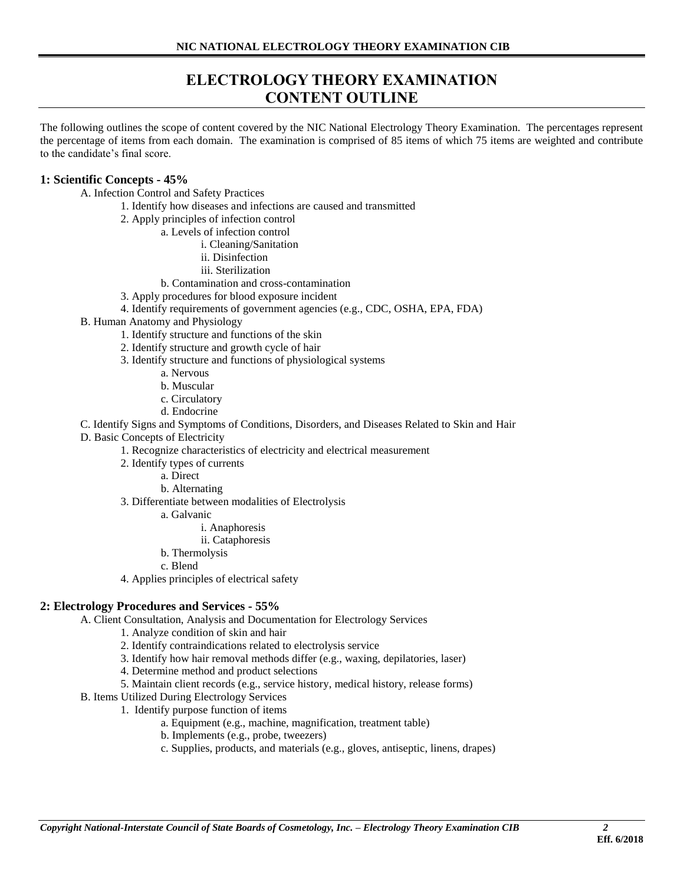# ELECTROLOGY THEORY EXAMINATION CONTENT OUTLINE

The following outlines the scope of content covered by the NIC National Electrology Theory Examination. The percentages represent the percentage of items from each domain. The examination is comprised of 85 items of which 75 items are weighted and contribute to the candidate's final score.

### 1: Scientific Concepts - 45%

- A. Infection Control and Safety Practices
  - 1. Identify how diseases and infections are caused and transmitted
  - 2. Apply principles of infection control
    - a. Levels of infection control
      - i. Cleaning/Sanitation
      - ii. Disinfection
      - iii. Sterilization
    - b. Contamination and cross-contamination
  - 3. Apply procedures for blood exposure incident
  - 4. Identify requirements of government agencies (e.g., CDC, OSHA, EPA, FDA)
- B. Human Anatomy and Physiology
  - 1. Identify structure and functions of the skin
  - 2. Identify structure and growth cycle of hair
  - 3. Identify structure and functions of physiological systems
    - a. Nervous
    - b. Muscular
    - c. Circulatory
    - d. Endocrine
- C. Identify Signs and Symptoms of Conditions, Disorders, and Diseases Related to Skin and Hair
- D. Basic Concepts of Electricity
  - 1. Recognize characteristics of electricity and electrical measurement
  - 2. Identify types of currents
    - a. Direct
    - b. Alternating
  - 3. Differentiate between modalities of Electrolysis
    - a. Galvanic
      - i. Anaphoresis
      - ii. Cataphoresis
    - b. Thermolysis
    - c. Blend
  - 4. Applies principles of electrical safety

### 2: Electrology Procedures and Services - 55%

- A. Client Consultation, Analysis and Documentation for Electrology Services
  - 1. Analyze condition of skin and hair
  - 2. Identify contraindications related to electrolysis service
  - 3. Identify how hair removal methods differ (e.g., waxing, depilatories, laser)
  - 4. Determine method and product selections
  - 5. Maintain client records (e.g., service history, medical history, release forms)
- B. Items Utilized During Electrology Services
  - 1. Identify purpose function of items
    - a. Equipment (e.g., machine, magnification, treatment table)
    - b. Implements (e.g., probe, tweezers)
    - c. Supplies, products, and materials (e.g., gloves, antiseptic, linens, drapes)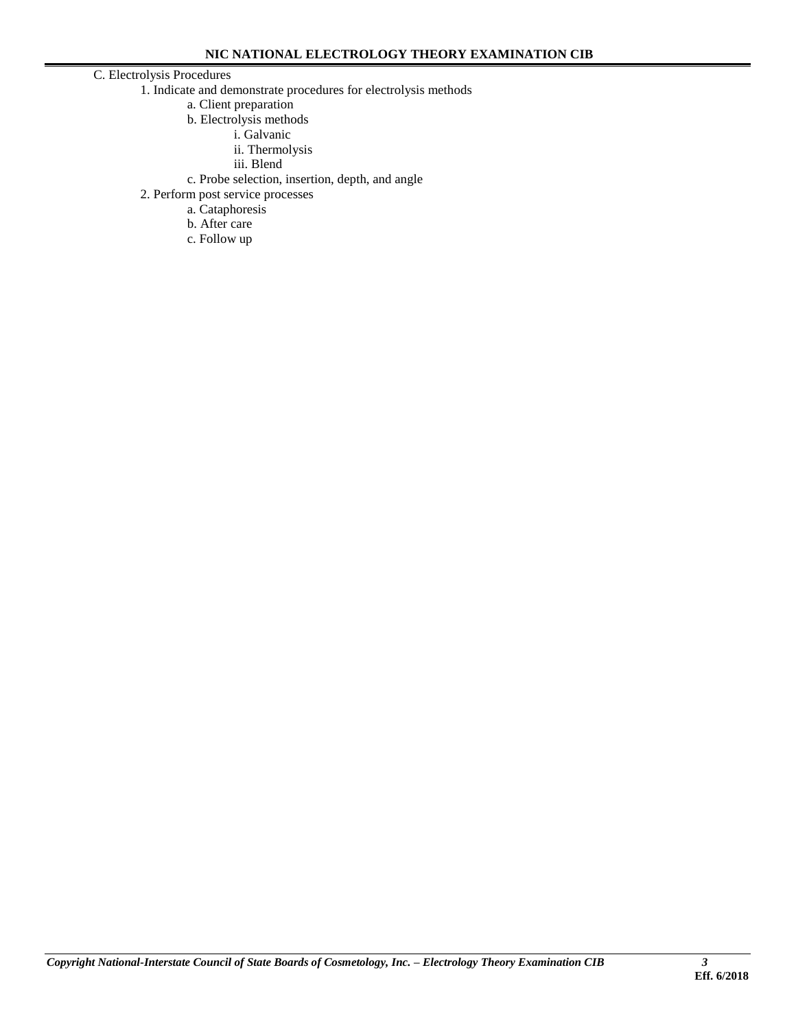C. Electrolysis Procedures

1. Indicate and demonstrate procedures for electrolysis methods
    a. Client preparation
    b. Electrolysis methods
        i. Galvanic
        ii. Thermolysis
        iii. Blend
    c. Probe selection, insertion, depth, and angle
2. Perform post service processes
    a. Cataphoresis
    b. After care
    c. Follow up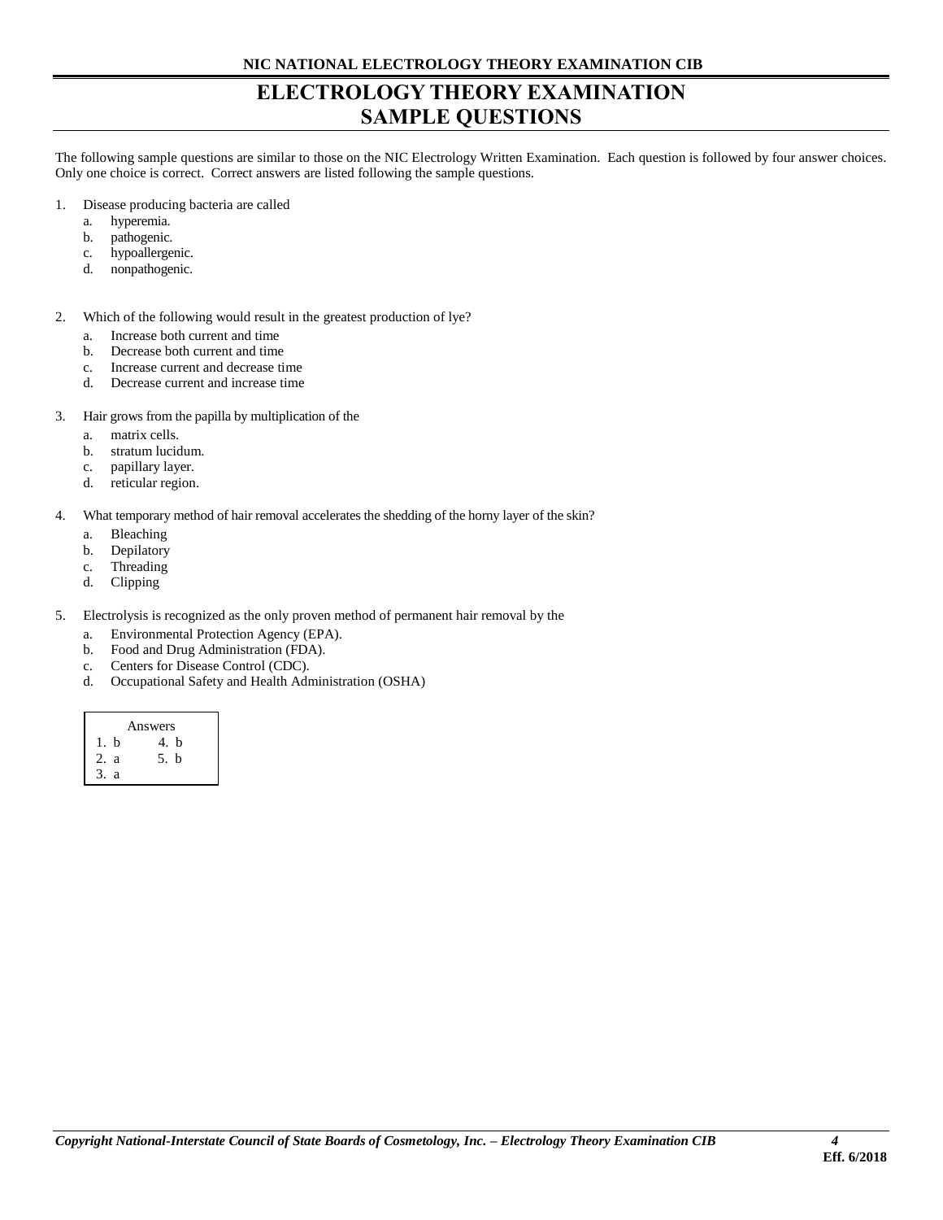# ELECTROLOGY THEORY EXAMINATION SAMPLE QUESTIONS

The following sample questions are similar to those on the NIC Electrology Written Examination. Each question is followed by four answer choices. Only one choice is correct. Correct answers are listed following the sample questions.

1. Disease producing bacteria are called
   a. hyperemia.
   b. pathogenic.
   c. hypoallergenic.
   d. nonpathogenic.

2. Which of the following would result in the greatest production of lye?
   a. Increase both current and time
   b. Decrease both current and time
   c. Increase current and decrease time
   d. Decrease current and increase time

3. Hair grows from the papilla by multiplication of the
   a. matrix cells.
   b. stratum lucidum.
   c. papillary layer.
   d. reticular region.

4. What temporary method of hair removal accelerates the shedding of the horny layer of the skin?
   a. Bleaching
   b. Depilatory
   c. Threading
   d. Clipping

5. Electrolysis is recognized as the only proven method of permanent hair removal by the
   a. Environmental Protection Agency (EPA).
   b. Food and Drug Administration (FDA).
   c. Centers for Disease Control (CDC).
   d. Occupational Safety and Health Administration (OSHA)

| Answers | |
|---|---|
| 1. b | 4. b |
| 2. a | 5. b |
| 3. a | |